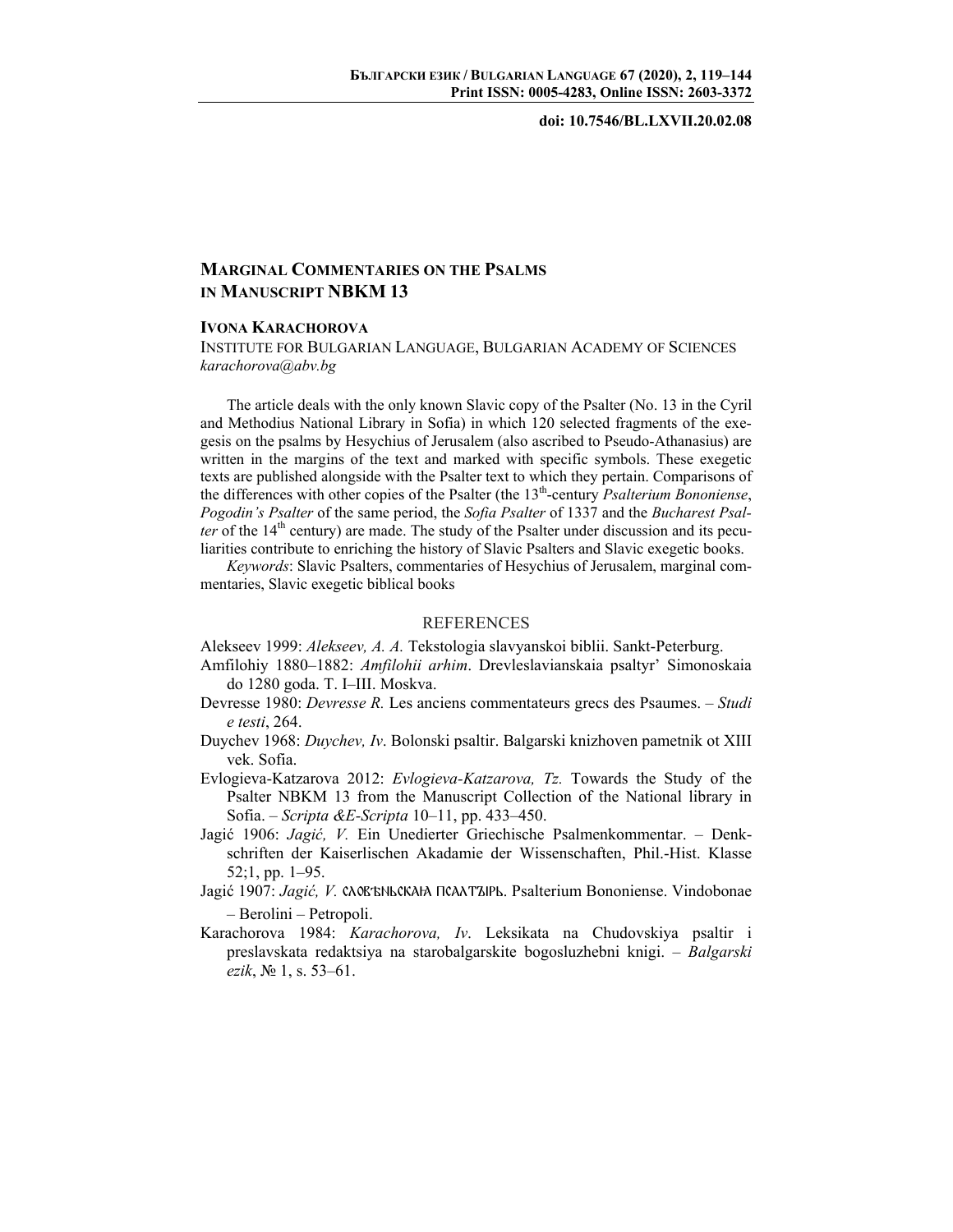doi: 10.7546/BL.LXVII.20.02.08

# MARGINAL COMMENTARIES ON THE PSALMS IN MANUSCRIPT NBKM 13

**IVONA KARACHOROVA**
INSTITUTE FOR BULGARIAN LANGUAGE, BULGARIAN ACADEMY OF SCIENCES
*karachorova@abv.bg*

The article deals with the only known Slavic copy of the Psalter (No. 13 in the Cyril and Methodius National Library in Sofia) in which 120 selected fragments of the exegesis on the psalms by Hesychius of Jerusalem (also ascribed to Pseudo-Athanasius) are written in the margins of the text and marked with specific symbols. These exegetic texts are published alongside with the Psalter text to which they pertain. Comparisons of the differences with other copies of the Psalter (the 13th-century *Psalterium Bononiense*, *Pogodin's Psalter* of the same period, the *Sofia Psalter* of 1337 and the *Bucharest Psalter* of the 14th century) are made. The study of the Psalter under discussion and its peculiarities contribute to enriching the history of Slavic Psalters and Slavic exegetic books.

*Keywords*: Slavic Psalters, commentaries of Hesychius of Jerusalem, marginal commentaries, Slavic exegetic biblical books

## REFERENCES

Alekseev 1999: *Alekseev, A. A.* Tekstologia slavyanskoi biblii. Sankt-Peterburg.

Amfilohiy 1880–1882: *Amfilohii arhim*. Drevleslavianskaia psaltyr' Simonoskaia do 1280 goda. T. I–III. Moskva.

Devresse 1980: *Devresse R.* Les anciens commentateurs grecs des Psaumes. – *Studi e testi*, 264.

Duychev 1968: *Duychev, Iv*. Bolonski psaltir. Balgarski knizhoven pametnik ot XIII vek. Sofia.

Evlogieva-Katzarova 2012: *Evlogieva-Katzarova, Tz.* Towards the Study of the Psalter NBKM 13 from the Manuscript Collection of the National library in Sofia. – *Scripta &E-Scripta* 10–11, pp. 433–450.

Jagić 1906: *Jagić, V.* Ein Unedierter Griechische Psalmenkommentar. – Denkschriften der Kaiserlischen Akadamie der Wissenschaften, Phil.-Hist. Klasse 52;1, pp. 1–95.

Jagić 1907: *Jagić, V.* СЛОВѢНЬСКАꙖ ПСАЛТЪІРЬ. Psalterium Bononiense. Vindobonae – Berolini – Petropoli.

Karachorova 1984: *Karachorova, Iv*. Leksikata na Chudovskiya psaltir i preslavskata redaktsiya na starobalgarskite bogosluzhebni knigi. – *Balgarski ezik*, № 1, s. 53–61.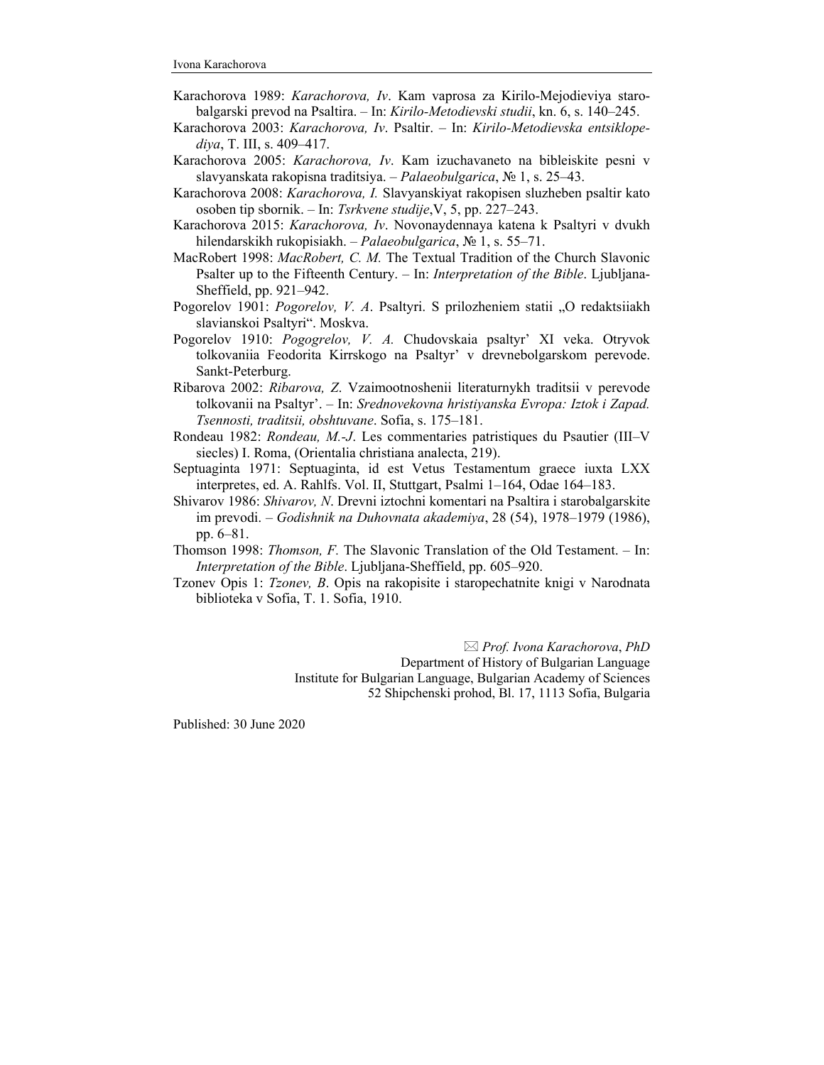Karachorova 1989: *Karachorova, Iv*. Kam vaprosa za Kirilo-Mejodieviya staro-balgarski prevod na Psaltira. – In: *Kirilo-Metodievski studii*, kn. 6, s. 140–245.

Karachorova 2003: *Karachorova, Iv*. Psaltir. – In: *Kirilo-Metodievska entsiklopediya*, T. III, s. 409–417.

Karachorova 2005: *Karachorova, Iv*. Kam izuchavaneto na bibleiskite pesni v slavyanskata rakopisna traditsiya. – *Palaeobulgarica*, № 1, s. 25–43.

Karachorova 2008: *Karachorova, I.* Slavyanskiyat rakopisen sluzheben psaltir kato osoben tip sbornik. – In: *Tsrkvene studije*,V, 5, pp. 227–243.

Karachorova 2015: *Karachorova, Iv*. Novonaydennaya katena k Psaltyri v dvukh hilendarskikh rukopisiakh. – *Palaeobulgarica*, № 1, s. 55–71.

MacRobert 1998: *MacRobert, C. M.* The Textual Tradition of the Church Slavonic Psalter up to the Fifteenth Century. – In: *Interpretation of the Bible*. Ljubljana-Sheffield, pp. 921–942.

Pogorelov 1901: *Pogorelov, V. A*. Psaltyri. S prilozheniem statii „O redaktsiiakh slavianskoi Psaltyri". Moskva.

Pogorelov 1910: *Pogogrelov, V. A.* Chudovskaia psaltyr' XI veka. Otryvok tolkovaniia Feodorita Kirrskogo na Psaltyr' v drevnebolgarskom perevode. Sankt-Peterburg.

Ribarova 2002: *Ribarova, Z*. Vzaimootnoshenii literaturnykh traditsii v perevode tolkovanii na Psaltyr'. – In: *Srednovekovna hristiyanska Evropa: Iztok i Zapad. Tsennosti, traditsii, obshtuvane*. Sofia, s. 175–181.

Rondeau 1982: *Rondeau, M.-J*. Les commentaries patristiques du Psautier (III–V siecles) I. Roma, (Orientalia christiana analecta, 219).

Septuaginta 1971: Septuaginta, id est Vetus Testamentum graece iuxta LXX interpretes, ed. A. Rahlfs. Vol. II, Stuttgart, Psalmi 1–164, Odae 164–183.

Shivarov 1986: *Shivarov, N*. Drevni iztochni komentari na Psaltira i starobalgarskite im prevodi. – *Godishnik na Duhovnata akademiya*, 28 (54), 1978–1979 (1986), pp. 6–81.

Thomson 1998: *Thomson, F.* The Slavonic Translation of the Old Testament. – In: *Interpretation of the Bible*. Ljubljana-Sheffield, pp. 605–920.

Tzonev Opis 1: *Tzonev, B*. Opis na rakopisite i staropechatnite knigi v Narodnata biblioteka v Sofia, T. 1. Sofia, 1910.

✉ *Prof. Ivona Karachorova*, *PhD*
Department of History of Bulgarian Language
Institute for Bulgarian Language, Bulgarian Academy of Sciences
52 Shipchenski prohod, Bl. 17, 1113 Sofia, Bulgaria

Published: 30 June 2020